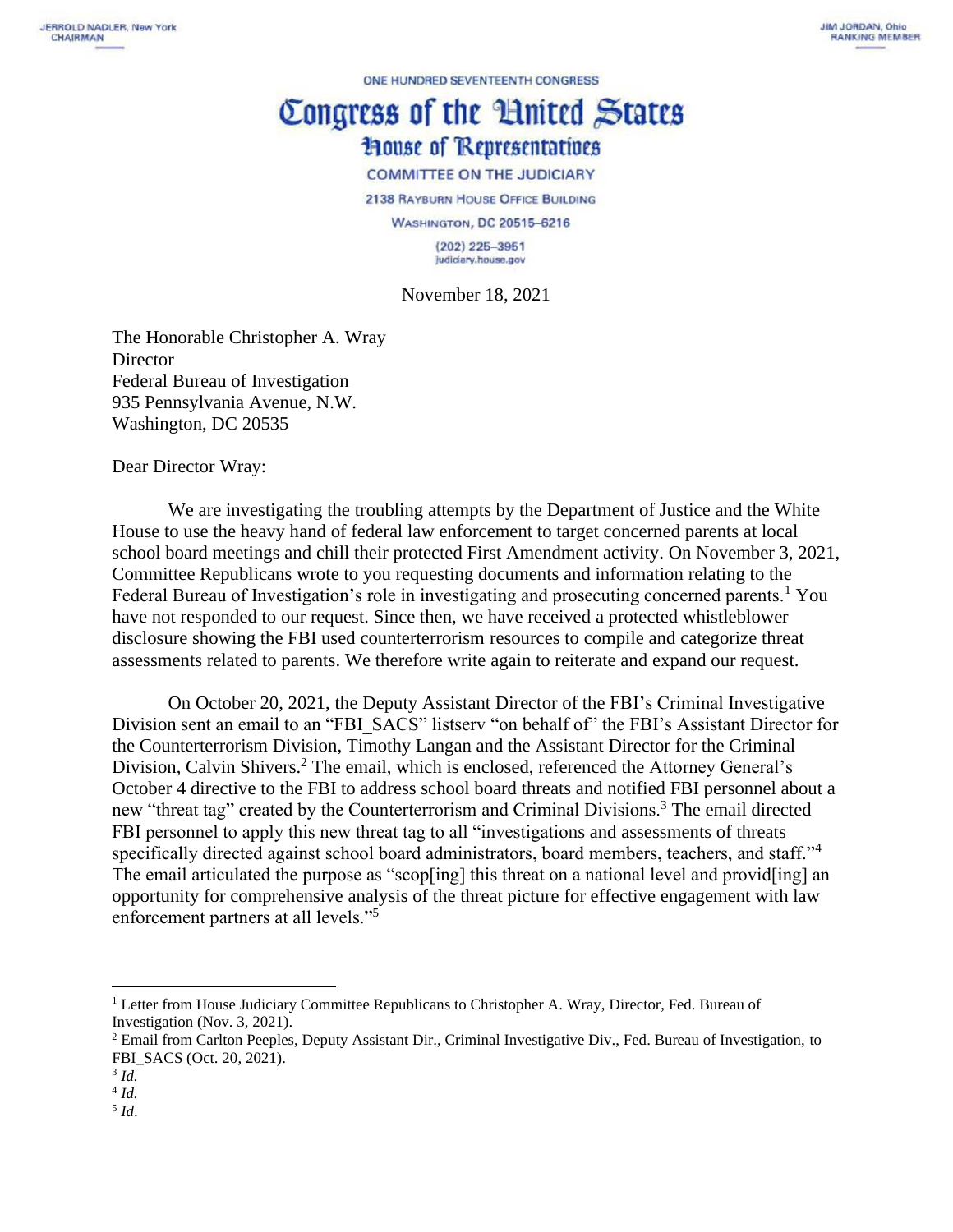JERROLD NADLER, New York
CHAIRMAN

JIM JORDAN, Ohio
RANKING MEMBER

ONE HUNDRED SEVENTEENTH CONGRESS

# Congress of the United States
## House of Representatives

COMMITTEE ON THE JUDICIARY

2138 RAYBURN HOUSE OFFICE BUILDING

WASHINGTON, DC 20515–6216

(202) 225–3951
judiciary.house.gov

November 18, 2021

The Honorable Christopher A. Wray
Director
Federal Bureau of Investigation
935 Pennsylvania Avenue, N.W.
Washington, DC 20535

Dear Director Wray:

We are investigating the troubling attempts by the Department of Justice and the White House to use the heavy hand of federal law enforcement to target concerned parents at local school board meetings and chill their protected First Amendment activity. On November 3, 2021, Committee Republicans wrote to you requesting documents and information relating to the Federal Bureau of Investigation's role in investigating and prosecuting concerned parents.[1] You have not responded to our request. Since then, we have received a protected whistleblower disclosure showing the FBI used counterterrorism resources to compile and categorize threat assessments related to parents. We therefore write again to reiterate and expand our request.

On October 20, 2021, the Deputy Assistant Director of the FBI's Criminal Investigative Division sent an email to an "FBI_SACS" listserv "on behalf of" the FBI's Assistant Director for the Counterterrorism Division, Timothy Langan and the Assistant Director for the Criminal Division, Calvin Shivers.[2] The email, which is enclosed, referenced the Attorney General's October 4 directive to the FBI to address school board threats and notified FBI personnel about a new "threat tag" created by the Counterterrorism and Criminal Divisions.[3] The email directed FBI personnel to apply this new threat tag to all "investigations and assessments of threats specifically directed against school board administrators, board members, teachers, and staff."[4] The email articulated the purpose as "scop[ing] this threat on a national level and provid[ing] an opportunity for comprehensive analysis of the threat picture for effective engagement with law enforcement partners at all levels."[5]

---

[1] Letter from House Judiciary Committee Republicans to Christopher A. Wray, Director, Fed. Bureau of Investigation (Nov. 3, 2021).

[2] Email from Carlton Peeples, Deputy Assistant Dir., Criminal Investigative Div., Fed. Bureau of Investigation, to FBI_SACS (Oct. 20, 2021).

[3] *Id.*

[4] *Id.*

[5] *Id*.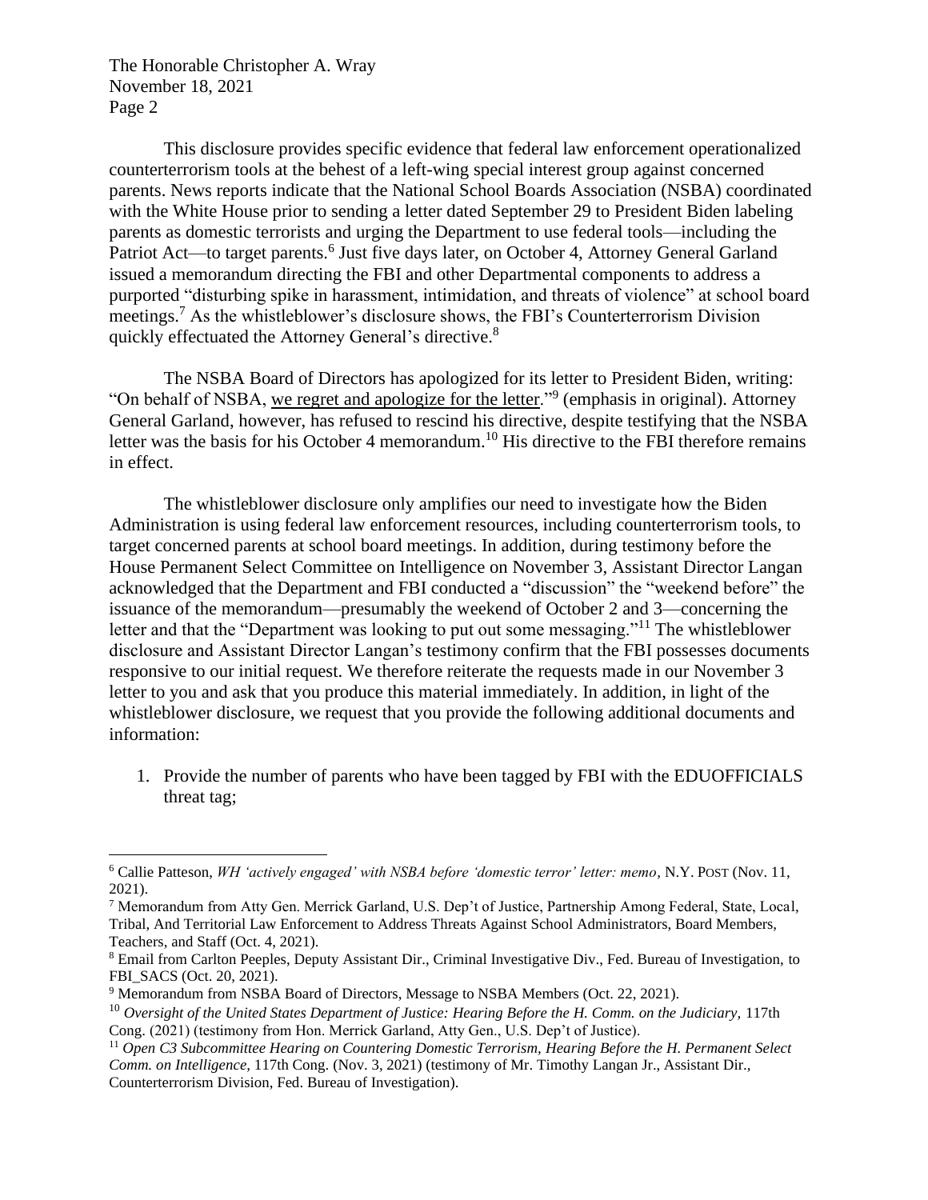The Honorable Christopher A. Wray
November 18, 2021
Page 2

This disclosure provides specific evidence that federal law enforcement operationalized counterterrorism tools at the behest of a left-wing special interest group against concerned parents. News reports indicate that the National School Boards Association (NSBA) coordinated with the White House prior to sending a letter dated September 29 to President Biden labeling parents as domestic terrorists and urging the Department to use federal tools—including the Patriot Act—to target parents.[6] Just five days later, on October 4, Attorney General Garland issued a memorandum directing the FBI and other Departmental components to address a purported "disturbing spike in harassment, intimidation, and threats of violence" at school board meetings.[7] As the whistleblower's disclosure shows, the FBI's Counterterrorism Division quickly effectuated the Attorney General's directive.[8]

The NSBA Board of Directors has apologized for its letter to President Biden, writing: "On behalf of NSBA, <u>we regret and apologize for the letter</u>."[9] (emphasis in original). Attorney General Garland, however, has refused to rescind his directive, despite testifying that the NSBA letter was the basis for his October 4 memorandum.[10] His directive to the FBI therefore remains in effect.

The whistleblower disclosure only amplifies our need to investigate how the Biden Administration is using federal law enforcement resources, including counterterrorism tools, to target concerned parents at school board meetings. In addition, during testimony before the House Permanent Select Committee on Intelligence on November 3, Assistant Director Langan acknowledged that the Department and FBI conducted a "discussion" the "weekend before" the issuance of the memorandum—presumably the weekend of October 2 and 3—concerning the letter and that the "Department was looking to put out some messaging."[11] The whistleblower disclosure and Assistant Director Langan's testimony confirm that the FBI possesses documents responsive to our initial request. We therefore reiterate the requests made in our November 3 letter to you and ask that you produce this material immediately. In addition, in light of the whistleblower disclosure, we request that you provide the following additional documents and information:

1. Provide the number of parents who have been tagged by FBI with the EDUOFFICIALS threat tag;

---

[6] Callie Patteson, *WH 'actively engaged' with NSBA before 'domestic terror' letter: memo*, N.Y. POST (Nov. 11, 2021).

[7] Memorandum from Atty Gen. Merrick Garland, U.S. Dep't of Justice, Partnership Among Federal, State, Local, Tribal, And Territorial Law Enforcement to Address Threats Against School Administrators, Board Members, Teachers, and Staff (Oct. 4, 2021).

[8] Email from Carlton Peeples, Deputy Assistant Dir., Criminal Investigative Div., Fed. Bureau of Investigation, to FBI_SACS (Oct. 20, 2021).

[9] Memorandum from NSBA Board of Directors, Message to NSBA Members (Oct. 22, 2021).

[10] *Oversight of the United States Department of Justice: Hearing Before the H. Comm. on the Judiciary,* 117th Cong. (2021) (testimony from Hon. Merrick Garland, Atty Gen., U.S. Dep't of Justice).

[11] *Open C3 Subcommittee Hearing on Countering Domestic Terrorism, Hearing Before the H. Permanent Select Comm. on Intelligence,* 117th Cong. (Nov. 3, 2021) (testimony of Mr. Timothy Langan Jr., Assistant Dir., Counterterrorism Division, Fed. Bureau of Investigation).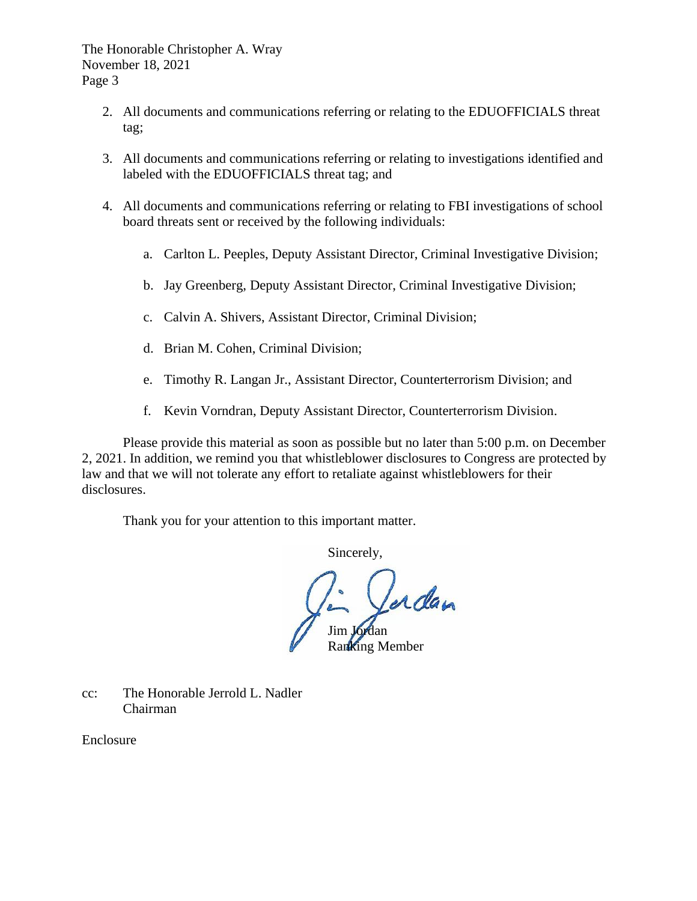The Honorable Christopher A. Wray
November 18, 2021
Page 3

2. All documents and communications referring or relating to the EDUOFFICIALS threat tag;

3. All documents and communications referring or relating to investigations identified and labeled with the EDUOFFICIALS threat tag; and

4. All documents and communications referring or relating to FBI investigations of school board threats sent or received by the following individuals:

   a. Carlton L. Peeples, Deputy Assistant Director, Criminal Investigative Division;

   b. Jay Greenberg, Deputy Assistant Director, Criminal Investigative Division;

   c. Calvin A. Shivers, Assistant Director, Criminal Division;

   d. Brian M. Cohen, Criminal Division;

   e. Timothy R. Langan Jr., Assistant Director, Counterterrorism Division; and

   f. Kevin Vorndran, Deputy Assistant Director, Counterterrorism Division.

Please provide this material as soon as possible but no later than 5:00 p.m. on December 2, 2021. In addition, we remind you that whistleblower disclosures to Congress are protected by law and that we will not tolerate any effort to retaliate against whistleblowers for their disclosures.

Thank you for your attention to this important matter.

Sincerely,

Jim Jordan
Ranking Member

cc: The Honorable Jerrold L. Nadler
Chairman

Enclosure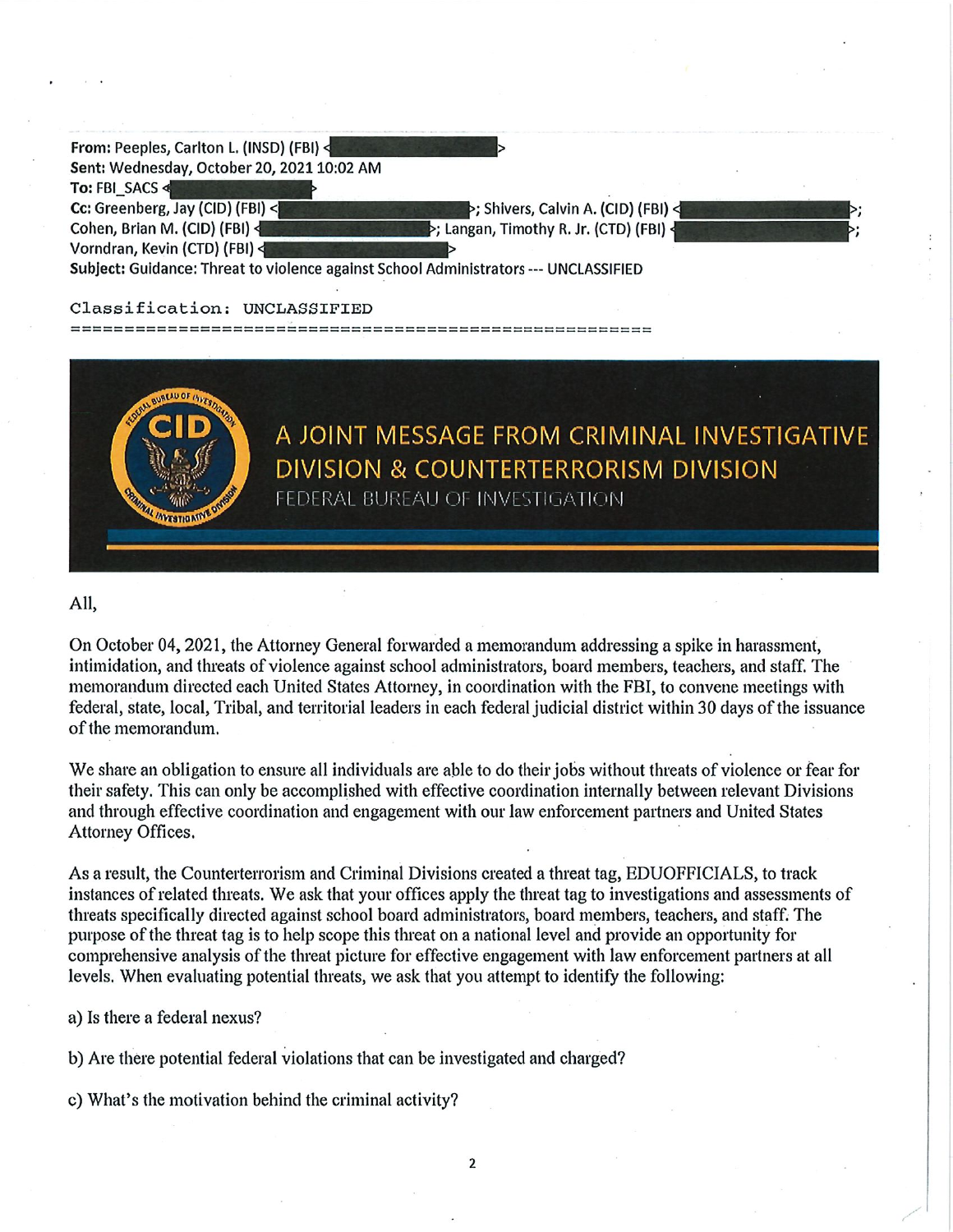**From:** Peeples, Carlton L. (INSD) (FBI) <[REDACTED]>
**Sent:** Wednesday, October 20, 2021 10:02 AM
**To:** FBI_SACS <[REDACTED]>
**Cc:** Greenberg, Jay (CID) (FBI) <[REDACTED]>; Shivers, Calvin A. (CID) (FBI) <[REDACTED]>; Cohen, Brian M. (CID) (FBI) <[REDACTED]>; Langan, Timothy R. Jr. (CTD) (FBI) <[REDACTED]>; Vorndran, Kevin (CTD) (FBI) <[REDACTED]>
**Subject:** Guidance: Threat to violence against School Administrators --- UNCLASSIFIED

```
Classification: UNCLASSIFIED
======================================================
```

CID

## A JOINT MESSAGE FROM CRIMINAL INVESTIGATIVE DIVISION & COUNTERTERRORISM DIVISION

FEDERAL BUREAU OF INVESTIGATION

All,

On October 04, 2021, the Attorney General forwarded a memorandum addressing a spike in harassment, intimidation, and threats of violence against school administrators, board members, teachers, and staff. The memorandum directed each United States Attorney, in coordination with the FBI, to convene meetings with federal, state, local, Tribal, and territorial leaders in each federal judicial district within 30 days of the issuance of the memorandum.

We share an obligation to ensure all individuals are able to do their jobs without threats of violence or fear for their safety. This can only be accomplished with effective coordination internally between relevant Divisions and through effective coordination and engagement with our law enforcement partners and United States Attorney Offices.

As a result, the Counterterrorism and Criminal Divisions created a threat tag, EDUOFFICIALS, to track instances of related threats. We ask that your offices apply the threat tag to investigations and assessments of threats specifically directed against school board administrators, board members, teachers, and staff. The purpose of the threat tag is to help scope this threat on a national level and provide an opportunity for comprehensive analysis of the threat picture for effective engagement with law enforcement partners at all levels. When evaluating potential threats, we ask that you attempt to identify the following:

a) Is there a federal nexus?

b) Are there potential federal violations that can be investigated and charged?

c) What's the motivation behind the criminal activity?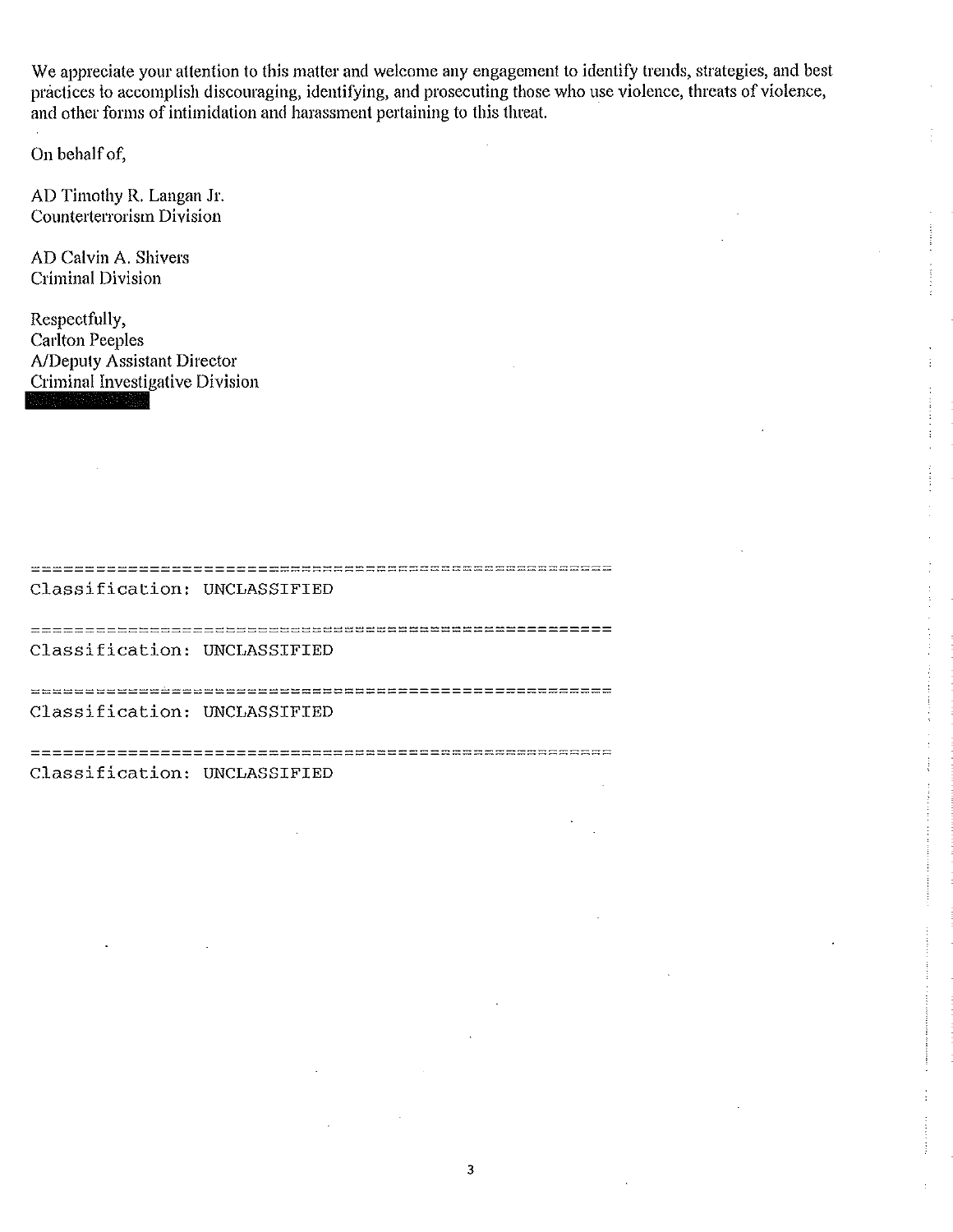We appreciate your attention to this matter and welcome any engagement to identify trends, strategies, and best practices to accomplish discouraging, identifying, and prosecuting those who use violence, threats of violence, and other forms of intimidation and harassment pertaining to this threat.

On behalf of,

AD Timothy R. Langan Jr.
Counterterrorism Division

AD Calvin A. Shivers
Criminal Division

Respectfully,
Carlton Peeples
A/Deputy Assistant Director
Criminal Investigative Division

====================================================
Classification: UNCLASSIFIED

====================================================
Classification: UNCLASSIFIED

====================================================
Classification: UNCLASSIFIED

====================================================
Classification: UNCLASSIFIED